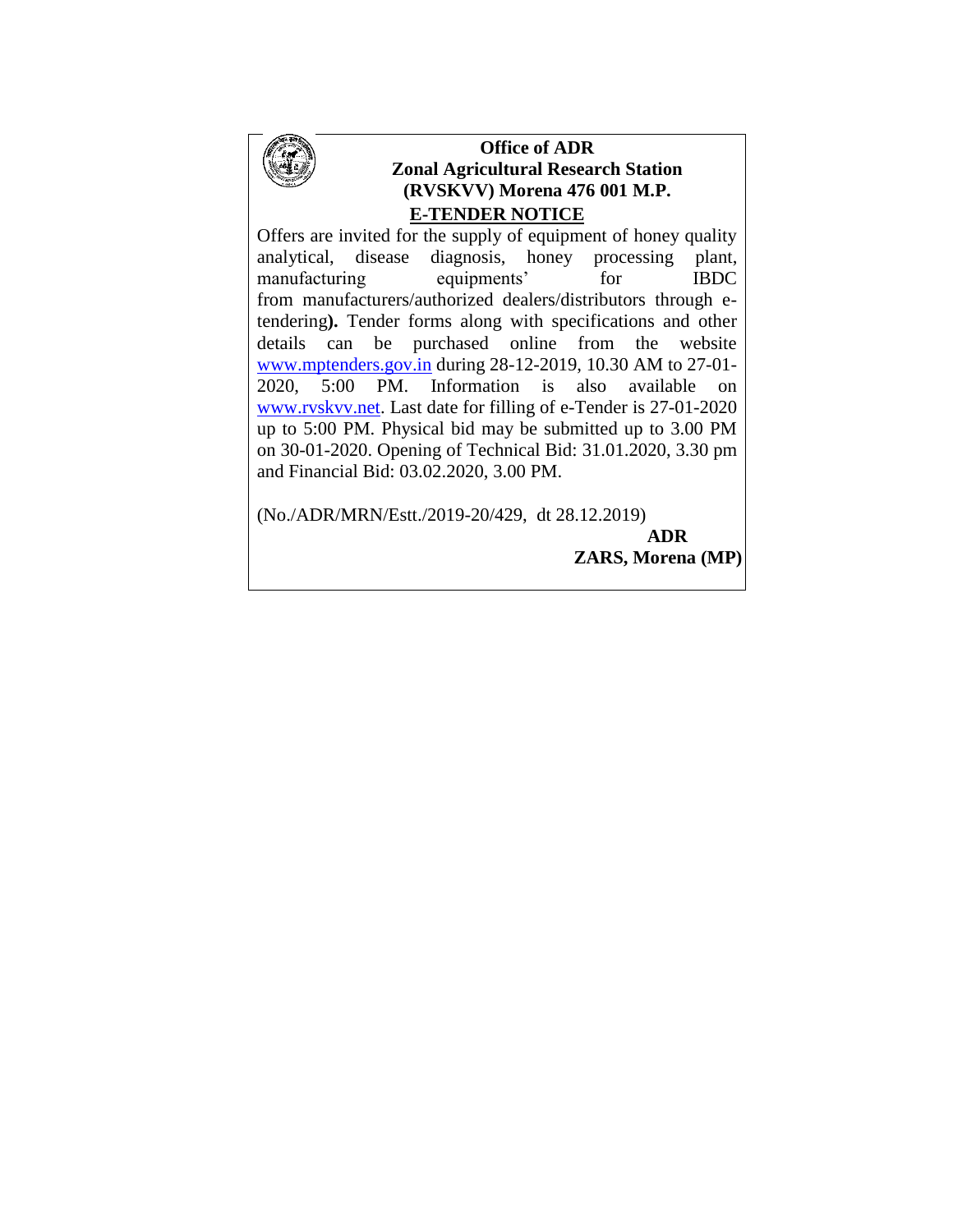**Office of ADR**
**Zonal Agricultural Research Station**
**(RVSKVV) Morena 476 001 M.P.**

## E-TENDER NOTICE

Offers are invited for the supply of equipment of honey quality analytical, disease diagnosis, honey processing plant, manufacturing equipments' for IBDC from manufacturers/authorized dealers/distributors through e-tendering**).** Tender forms along with specifications and other details can be purchased online from the website www.mptenders.gov.in during 28-12-2019, 10.30 AM to 27-01-2020, 5:00 PM. Information is also available on www.rvskvv.net. Last date for filling of e-Tender is 27-01-2020 up to 5:00 PM. Physical bid may be submitted up to 3.00 PM on 30-01-2020. Opening of Technical Bid: 31.01.2020, 3.30 pm and Financial Bid: 03.02.2020, 3.00 PM.

(No./ADR/MRN/Estt./2019-20/429, dt 28.12.2019)

**ADR**
**ZARS, Morena (MP)**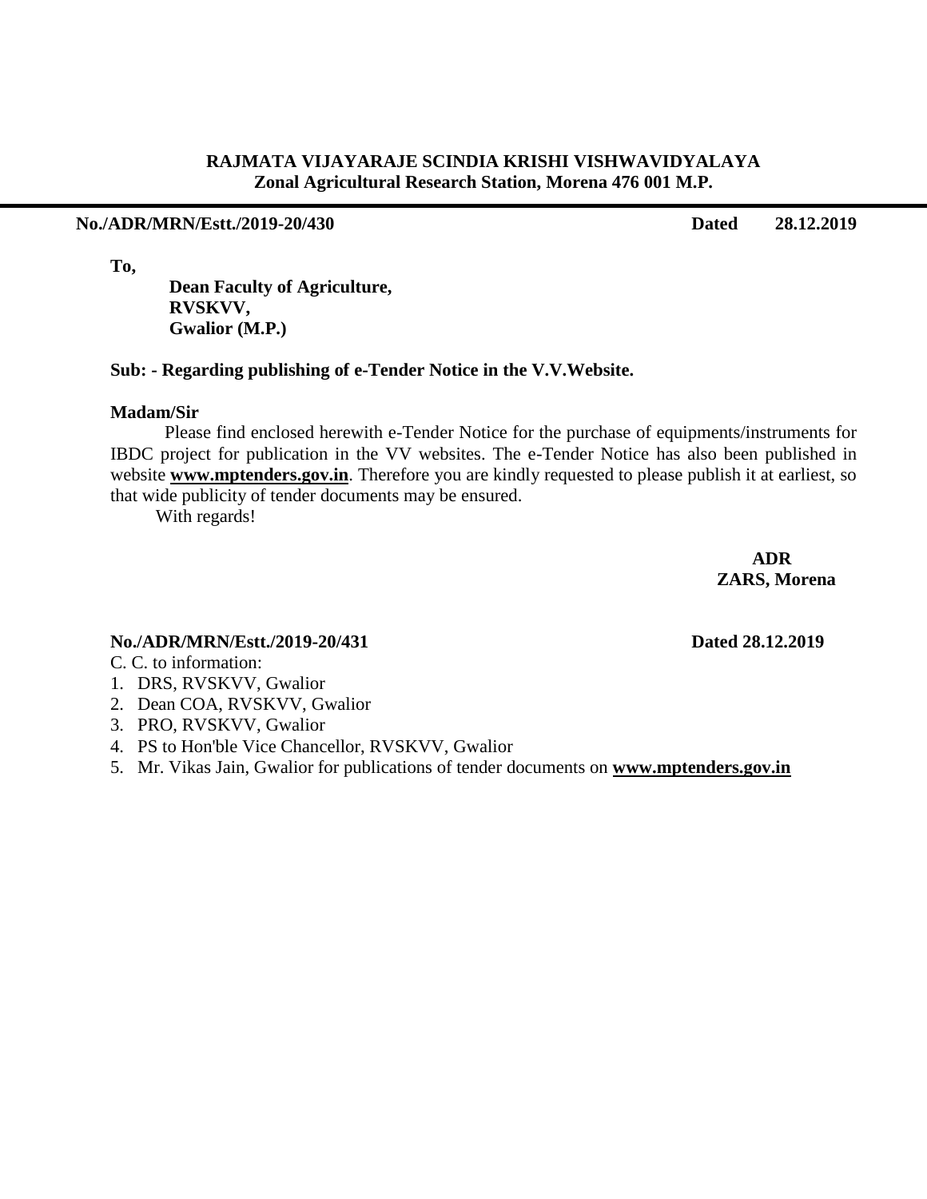**RAJMATA VIJAYARAJE SCINDIA KRISHI VISHWAVIDYALAYA**
**Zonal Agricultural Research Station, Morena 476 001 M.P.**

---

**No./ADR/MRN/Estt./2019-20/430** **Dated 28.12.2019**

**To,**

**Dean Faculty of Agriculture,**
**RVSKVV,**
**Gwalior (M.P.)**

**Sub: - Regarding publishing of e-Tender Notice in the V.V.Website.**

**Madam/Sir**

Please find enclosed herewith e-Tender Notice for the purchase of equipments/instruments for IBDC project for publication in the VV websites. The e-Tender Notice has also been published in website **www.mptenders.gov.in**. Therefore you are kindly requested to please publish it at earliest, so that wide publicity of tender documents may be ensured.

With regards!

**ADR**
**ZARS, Morena**

**No./ADR/MRN/Estt./2019-20/431** **Dated 28.12.2019**

C. C. to information:

1. DRS, RVSKVV, Gwalior
2. Dean COA, RVSKVV, Gwalior
3. PRO, RVSKVV, Gwalior
4. PS to Hon'ble Vice Chancellor, RVSKVV, Gwalior
5. Mr. Vikas Jain, Gwalior for publications of tender documents on **www.mptenders.gov.in**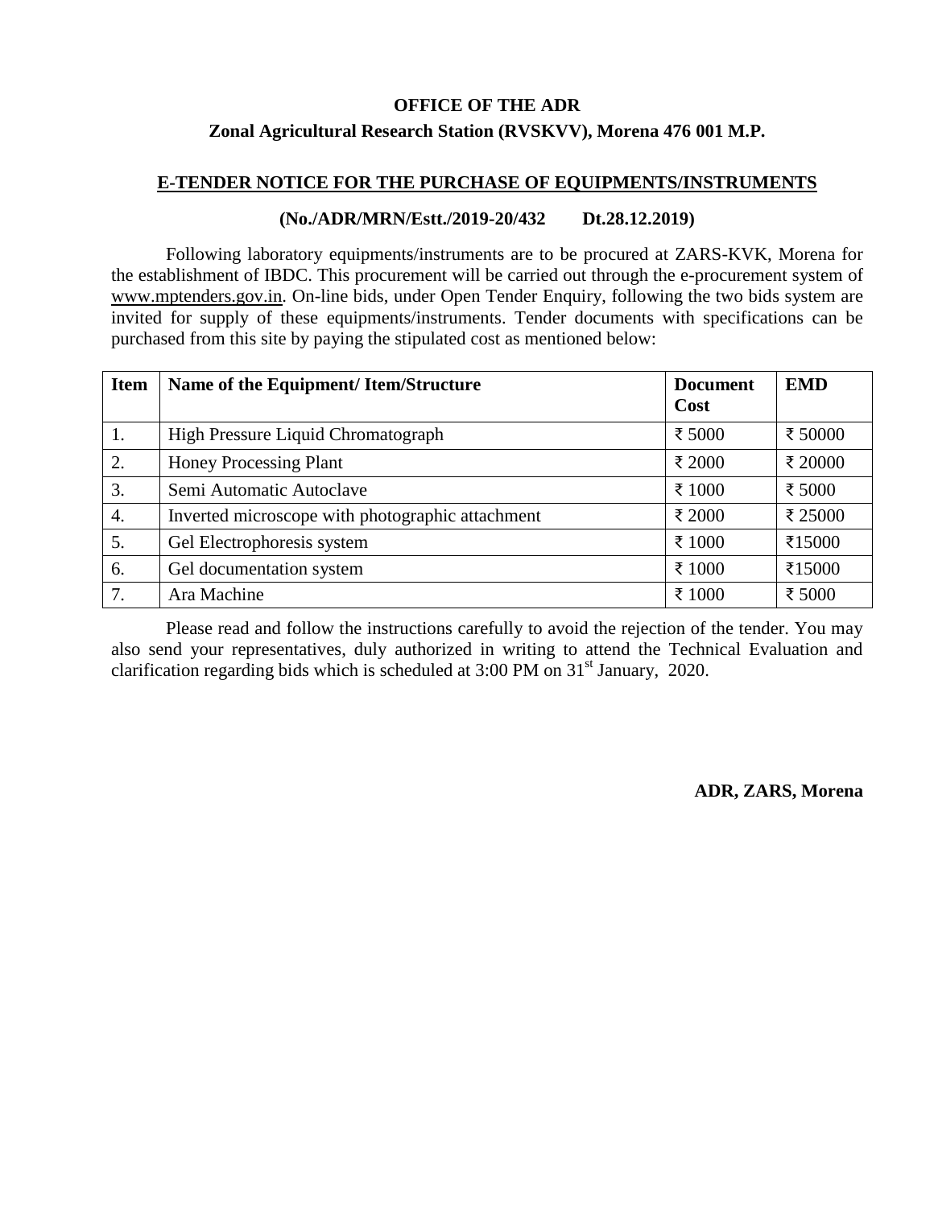**OFFICE OF THE ADR**

**Zonal Agricultural Research Station (RVSKVV), Morena 476 001 M.P.**

**E-TENDER NOTICE FOR THE PURCHASE OF EQUIPMENTS/INSTRUMENTS**

**(No./ADR/MRN/Estt./2019-20/432 Dt.28.12.2019)**

Following laboratory equipments/instruments are to be procured at ZARS-KVK, Morena for the establishment of IBDC. This procurement will be carried out through the e-procurement system of www.mptenders.gov.in. On-line bids, under Open Tender Enquiry, following the two bids system are invited for supply of these equipments/instruments. Tender documents with specifications can be purchased from this site by paying the stipulated cost as mentioned below:

| Item | Name of the Equipment/ Item/Structure | Document Cost | EMD |
|---|---|---|---|
| 1. | High Pressure Liquid Chromatograph | ₹ 5000 | ₹ 50000 |
| 2. | Honey Processing Plant | ₹ 2000 | ₹ 20000 |
| 3. | Semi Automatic Autoclave | ₹ 1000 | ₹ 5000 |
| 4. | Inverted microscope with photographic attachment | ₹ 2000 | ₹ 25000 |
| 5. | Gel Electrophoresis system | ₹ 1000 | ₹15000 |
| 6. | Gel documentation system | ₹ 1000 | ₹15000 |
| 7. | Ara Machine | ₹ 1000 | ₹ 5000 |

Please read and follow the instructions carefully to avoid the rejection of the tender. You may also send your representatives, duly authorized in writing to attend the Technical Evaluation and clarification regarding bids which is scheduled at 3:00 PM on 31st January, 2020.

**ADR, ZARS, Morena**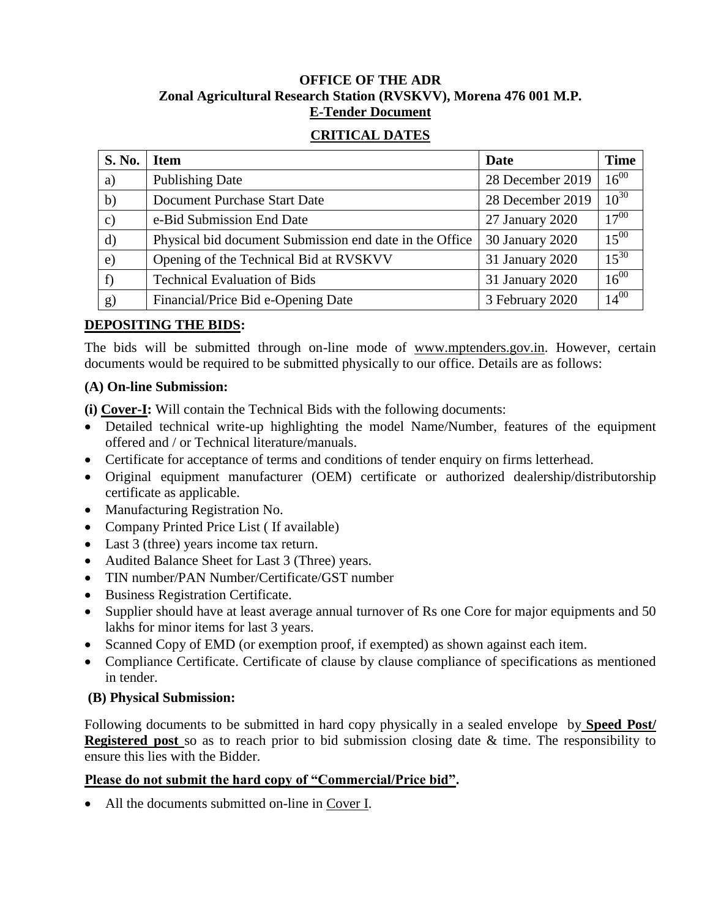**OFFICE OF THE ADR**
**Zonal Agricultural Research Station (RVSKVV), Morena 476 001 M.P.**
**E-Tender Document**

## CRITICAL DATES

| S. No. | Item | Date | Time |
|---|---|---|---|
| a) | Publishing Date | 28 December 2019 | $16^{00}$ |
| b) | Document Purchase Start Date | 28 December 2019 | $10^{30}$ |
| c) | e-Bid Submission End Date | 27 January 2020 | $17^{00}$ |
| d) | Physical bid document Submission end date in the Office | 30 January 2020 | $15^{00}$ |
| e) | Opening of the Technical Bid at RVSKVV | 31 January 2020 | $15^{30}$ |
| f) | Technical Evaluation of Bids | 31 January 2020 | $16^{00}$ |
| g) | Financial/Price Bid e-Opening Date | 3 February 2020 | $14^{00}$ |

## DEPOSITING THE BIDS:

The bids will be submitted through on-line mode of www.mptenders.gov.in. However, certain documents would be required to be submitted physically to our office. Details are as follows:

### (A) On-line Submission:

**(i) Cover-I:** Will contain the Technical Bids with the following documents:

- Detailed technical write-up highlighting the model Name/Number, features of the equipment offered and / or Technical literature/manuals.
- Certificate for acceptance of terms and conditions of tender enquiry on firms letterhead.
- Original equipment manufacturer (OEM) certificate or authorized dealership/distributorship certificate as applicable.
- Manufacturing Registration No.
- Company Printed Price List ( If available)
- Last 3 (three) years income tax return.
- Audited Balance Sheet for Last 3 (Three) years.
- TIN number/PAN Number/Certificate/GST number
- Business Registration Certificate.
- Supplier should have at least average annual turnover of Rs one Core for major equipments and 50 lakhs for minor items for last 3 years.
- Scanned Copy of EMD (or exemption proof, if exempted) as shown against each item.
- Compliance Certificate. Certificate of clause by clause compliance of specifications as mentioned in tender.

### (B) Physical Submission:

Following documents to be submitted in hard copy physically in a sealed envelope by **Speed Post/ Registered post** so as to reach prior to bid submission closing date & time. The responsibility to ensure this lies with the Bidder.

**Please do not submit the hard copy of "Commercial/Price bid".**

- All the documents submitted on-line in Cover I.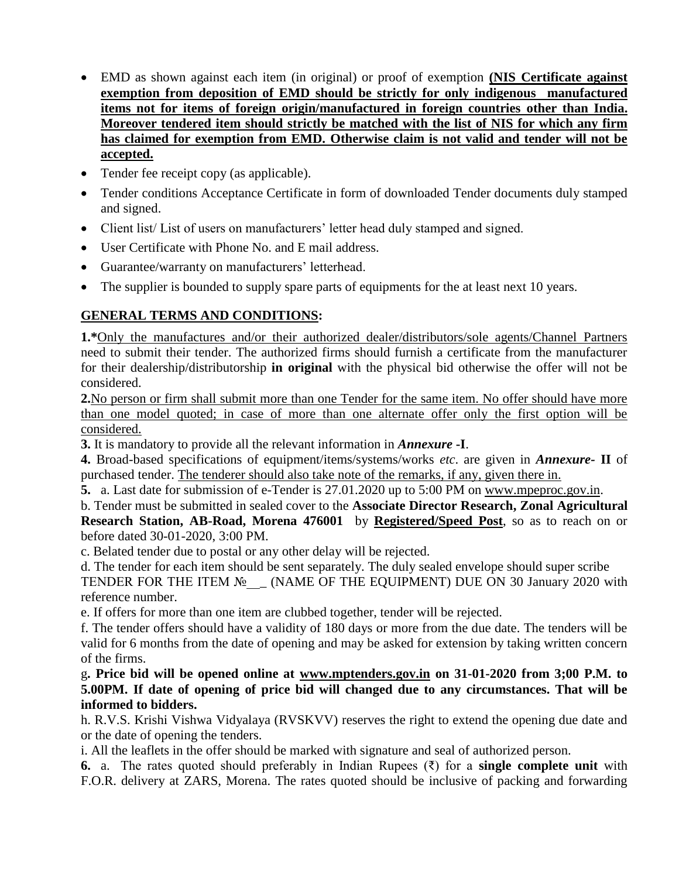- EMD as shown against each item (in original) or proof of exemption **(NIS Certificate against exemption from deposition of EMD should be strictly for only indigenous manufactured items not for items of foreign origin/manufactured in foreign countries other than India. Moreover tendered item should strictly be matched with the list of NIS for which any firm has claimed for exemption from EMD. Otherwise claim is not valid and tender will not be accepted.**
- Tender fee receipt copy (as applicable).
- Tender conditions Acceptance Certificate in form of downloaded Tender documents duly stamped and signed.
- Client list/ List of users on manufacturers' letter head duly stamped and signed.
- User Certificate with Phone No. and E mail address.
- Guarantee/warranty on manufacturers' letterhead.
- The supplier is bounded to supply spare parts of equipments for the at least next 10 years.

## GENERAL TERMS AND CONDITIONS:

**1.***Only the manufactures and/or their authorized dealer/distributors/sole agents/Channel Partners need to submit their tender. The authorized firms should furnish a certificate from the manufacturer for their dealership/distributorship **in original** with the physical bid otherwise the offer will not be considered.

**2.**No person or firm shall submit more than one Tender for the same item. No offer should have more than one model quoted; in case of more than one alternate offer only the first option will be considered.

**3.** It is mandatory to provide all the relevant information in ***Annexure* -I**.

**4.** Broad-based specifications of equipment/items/systems/works *etc*. are given in ***Annexure*- II** of purchased tender. The tenderer should also take note of the remarks, if any, given there in.

**5.** a. Last date for submission of e-Tender is 27.01.2020 up to 5:00 PM on www.mpeproc.gov.in.

b. Tender must be submitted in sealed cover to the **Associate Director Research, Zonal Agricultural Research Station, AB-Road, Morena 476001** by **Registered/Speed Post**, so as to reach on or before dated 30-01-2020, 3:00 PM.

c. Belated tender due to postal or any other delay will be rejected.

d. The tender for each item should be sent separately. The duly sealed envelope should super scribe TENDER FOR THE ITEM №__ (NAME OF THE EQUIPMENT) DUE ON 30 January 2020 with reference number.

e. If offers for more than one item are clubbed together, tender will be rejected.

f. The tender offers should have a validity of 180 days or more from the due date. The tenders will be valid for 6 months from the date of opening and may be asked for extension by taking written concern of the firms.

g**. Price bid will be opened online at www.mptenders.gov.in on 31-01-2020 from 3;00 P.M. to 5.00PM. If date of opening of price bid will changed due to any circumstances. That will be informed to bidders.**

h. R.V.S. Krishi Vishwa Vidyalaya (RVSKVV) reserves the right to extend the opening due date and or the date of opening the tenders.

i. All the leaflets in the offer should be marked with signature and seal of authorized person.

**6.** a. The rates quoted should preferably in Indian Rupees (₹) for a **single complete unit** with F.O.R. delivery at ZARS, Morena. The rates quoted should be inclusive of packing and forwarding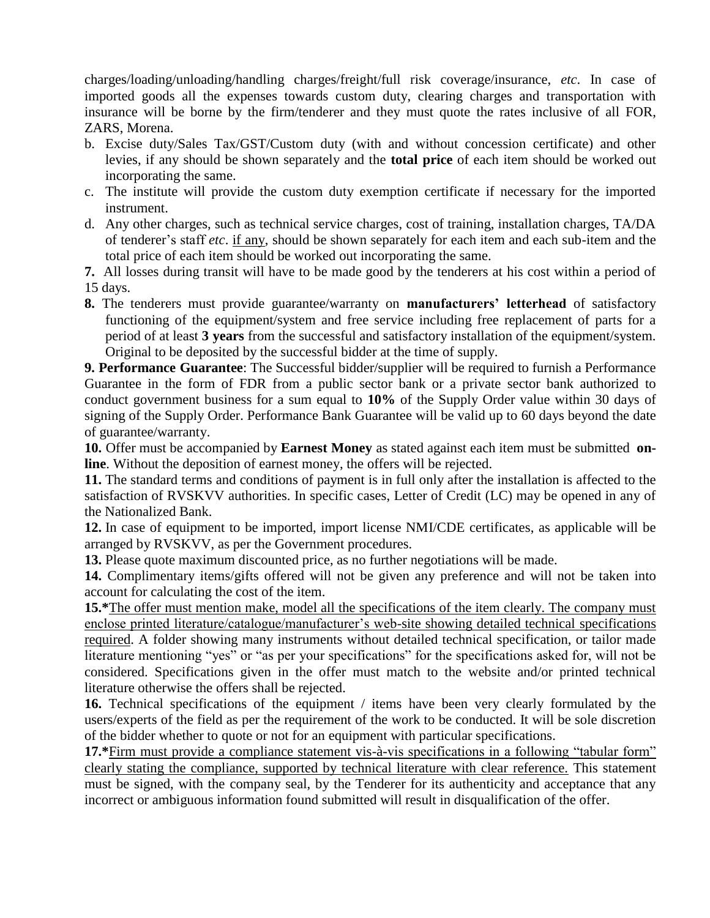charges/loading/unloading/handling charges/freight/full risk coverage/insurance, *etc*. In case of imported goods all the expenses towards custom duty, clearing charges and transportation with insurance will be borne by the firm/tenderer and they must quote the rates inclusive of all FOR, ZARS, Morena.

b. Excise duty/Sales Tax/GST/Custom duty (with and without concession certificate) and other levies, if any should be shown separately and the **total price** of each item should be worked out incorporating the same.
c. The institute will provide the custom duty exemption certificate if necessary for the imported instrument.
d. Any other charges, such as technical service charges, cost of training, installation charges, TA/DA of tenderer's staff *etc*. <u>if any</u>, should be shown separately for each item and each sub-item and the total price of each item should be worked out incorporating the same.

**7.** All losses during transit will have to be made good by the tenderers at his cost within a period of 15 days.

**8.** The tenderers must provide guarantee/warranty on **manufacturers' letterhead** of satisfactory functioning of the equipment/system and free service including free replacement of parts for a period of at least **3 years** from the successful and satisfactory installation of the equipment/system. Original to be deposited by the successful bidder at the time of supply.

**9. Performance Guarantee**: The Successful bidder/supplier will be required to furnish a Performance Guarantee in the form of FDR from a public sector bank or a private sector bank authorized to conduct government business for a sum equal to **10%** of the Supply Order value within 30 days of signing of the Supply Order. Performance Bank Guarantee will be valid up to 60 days beyond the date of guarantee/warranty.

**10.** Offer must be accompanied by **Earnest Money** as stated against each item must be submitted **on-line**. Without the deposition of earnest money, the offers will be rejected.

**11.** The standard terms and conditions of payment is in full only after the installation is affected to the satisfaction of RVSKVV authorities. In specific cases, Letter of Credit (LC) may be opened in any of the Nationalized Bank.

**12.** In case of equipment to be imported, import license NMI/CDE certificates, as applicable will be arranged by RVSKVV, as per the Government procedures.

**13.** Please quote maximum discounted price, as no further negotiations will be made.

**14.** Complimentary items/gifts offered will not be given any preference and will not be taken into account for calculating the cost of the item.

**15.\***<u>The offer must mention make, model all the specifications of the item clearly. The company must enclose printed literature/catalogue/manufacturer's web-site showing detailed technical specifications required</u>. A folder showing many instruments without detailed technical specification, or tailor made literature mentioning "yes" or "as per your specifications" for the specifications asked for, will not be considered. Specifications given in the offer must match to the website and/or printed technical literature otherwise the offers shall be rejected.

**16.** Technical specifications of the equipment / items have been very clearly formulated by the users/experts of the field as per the requirement of the work to be conducted. It will be sole discretion of the bidder whether to quote or not for an equipment with particular specifications.

**17.\***<u>Firm must provide a compliance statement vis-à-vis specifications in a following "tabular form" clearly stating the compliance, supported by technical literature with clear reference.</u> This statement must be signed, with the company seal, by the Tenderer for its authenticity and acceptance that any incorrect or ambiguous information found submitted will result in disqualification of the offer.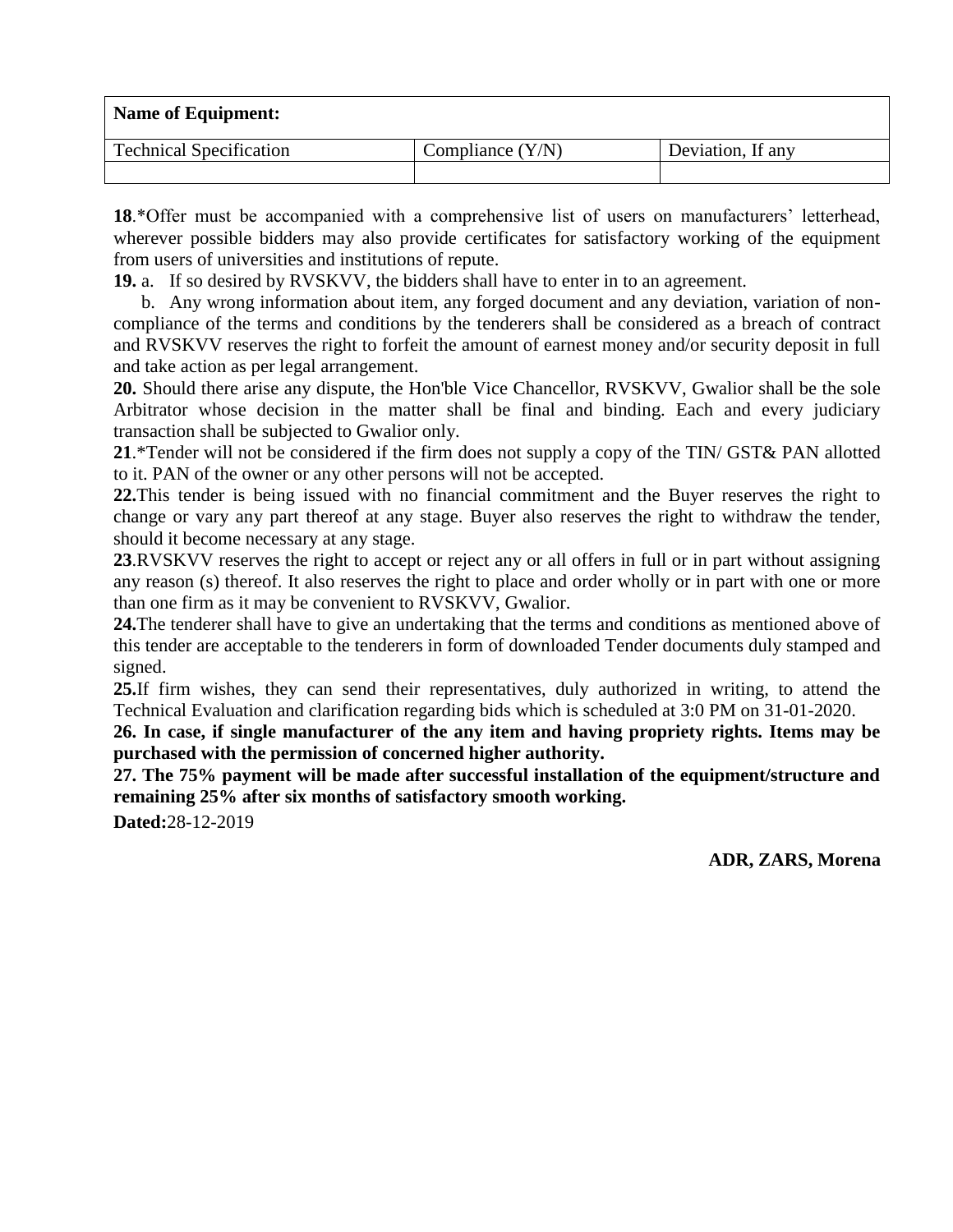| **Name of Equipment:** | | |
|---|---|---|
| Technical Specification | Compliance (Y/N) | Deviation, If any |
| | | |

**18**.*Offer must be accompanied with a comprehensive list of users on manufacturers' letterhead, wherever possible bidders may also provide certificates for satisfactory working of the equipment from users of universities and institutions of repute.

**19.** a. If so desired by RVSKVV, the bidders shall have to enter in to an agreement.

b. Any wrong information about item, any forged document and any deviation, variation of non-compliance of the terms and conditions by the tenderers shall be considered as a breach of contract and RVSKVV reserves the right to forfeit the amount of earnest money and/or security deposit in full and take action as per legal arrangement.

**20.** Should there arise any dispute, the Hon'ble Vice Chancellor, RVSKVV, Gwalior shall be the sole Arbitrator whose decision in the matter shall be final and binding. Each and every judiciary transaction shall be subjected to Gwalior only.

**21**.*Tender will not be considered if the firm does not supply a copy of the TIN/ GST& PAN allotted to it. PAN of the owner or any other persons will not be accepted.

**22.**This tender is being issued with no financial commitment and the Buyer reserves the right to change or vary any part thereof at any stage. Buyer also reserves the right to withdraw the tender, should it become necessary at any stage.

**23**.RVSKVV reserves the right to accept or reject any or all offers in full or in part without assigning any reason (s) thereof. It also reserves the right to place and order wholly or in part with one or more than one firm as it may be convenient to RVSKVV, Gwalior.

**24.**The tenderer shall have to give an undertaking that the terms and conditions as mentioned above of this tender are acceptable to the tenderers in form of downloaded Tender documents duly stamped and signed.

**25.**If firm wishes, they can send their representatives, duly authorized in writing, to attend the Technical Evaluation and clarification regarding bids which is scheduled at 3:0 PM on 31-01-2020.

**26. In case, if single manufacturer of the any item and having propriety rights. Items may be purchased with the permission of concerned higher authority.**

**27. The 75% payment will be made after successful installation of the equipment/structure and remaining 25% after six months of satisfactory smooth working.**

**Dated:**28-12-2019

**ADR, ZARS, Morena**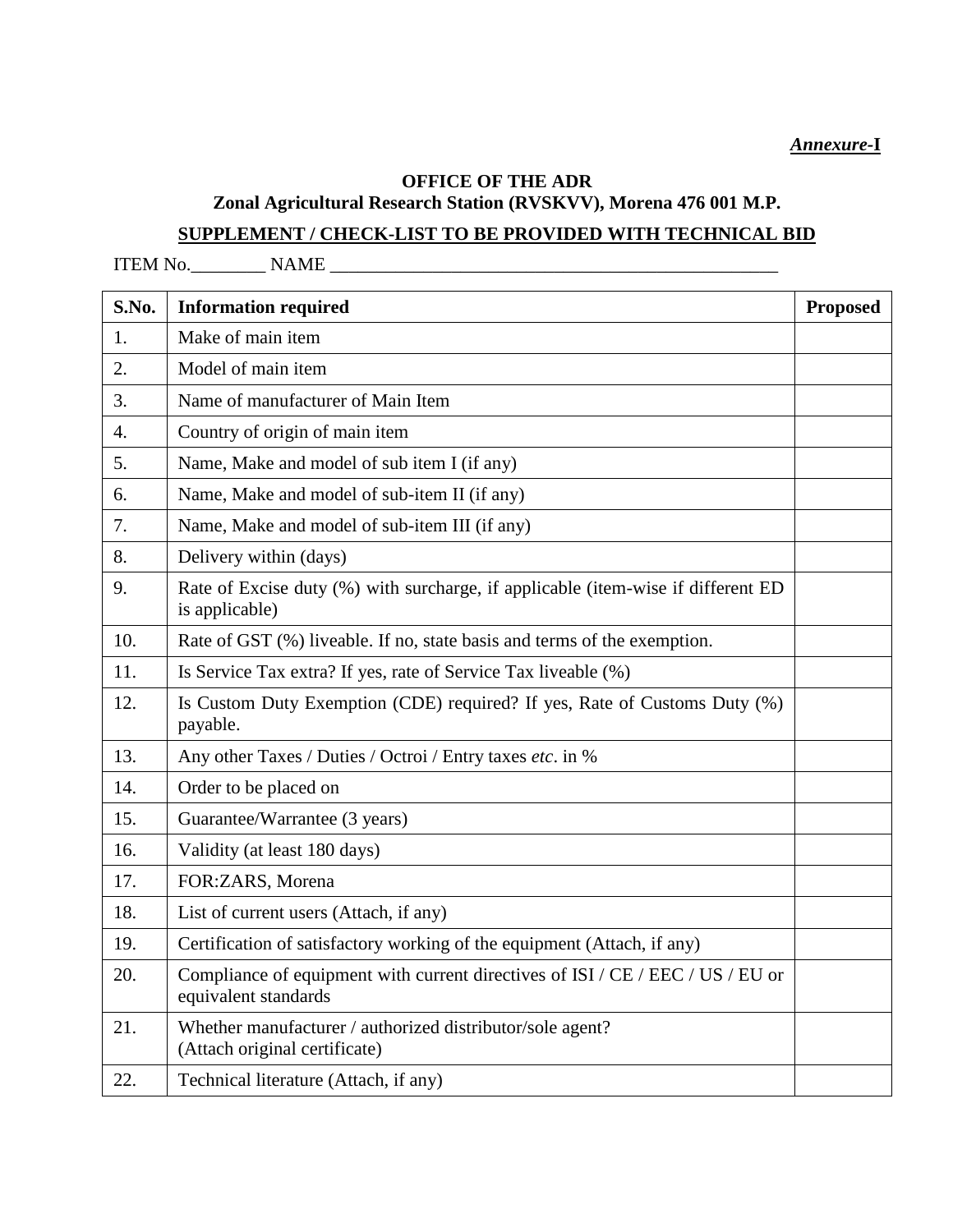***Annexure*-I**

**OFFICE OF THE ADR**
**Zonal Agricultural Research Station (RVSKVV), Morena 476 001 M.P.**

**SUPPLEMENT / CHECK-LIST TO BE PROVIDED WITH TECHNICAL BID**

ITEM No.________ NAME __________________________________________________

| S.No. | Information required | Proposed |
|---|---|---|
| 1. | Make of main item | |
| 2. | Model of main item | |
| 3. | Name of manufacturer of Main Item | |
| 4. | Country of origin of main item | |
| 5. | Name, Make and model of sub item I (if any) | |
| 6. | Name, Make and model of sub-item II (if any) | |
| 7. | Name, Make and model of sub-item III (if any) | |
| 8. | Delivery within (days) | |
| 9. | Rate of Excise duty (%) with surcharge, if applicable (item-wise if different ED is applicable) | |
| 10. | Rate of GST (%) liveable. If no, state basis and terms of the exemption. | |
| 11. | Is Service Tax extra? If yes, rate of Service Tax liveable (%) | |
| 12. | Is Custom Duty Exemption (CDE) required? If yes, Rate of Customs Duty (%) payable. | |
| 13. | Any other Taxes / Duties / Octroi / Entry taxes *etc*. in % | |
| 14. | Order to be placed on | |
| 15. | Guarantee/Warrantee (3 years) | |
| 16. | Validity (at least 180 days) | |
| 17. | FOR:ZARS, Morena | |
| 18. | List of current users (Attach, if any) | |
| 19. | Certification of satisfactory working of the equipment (Attach, if any) | |
| 20. | Compliance of equipment with current directives of ISI / CE / EEC / US / EU or equivalent standards | |
| 21. | Whether manufacturer / authorized distributor/sole agent? (Attach original certificate) | |
| 22. | Technical literature (Attach, if any) | |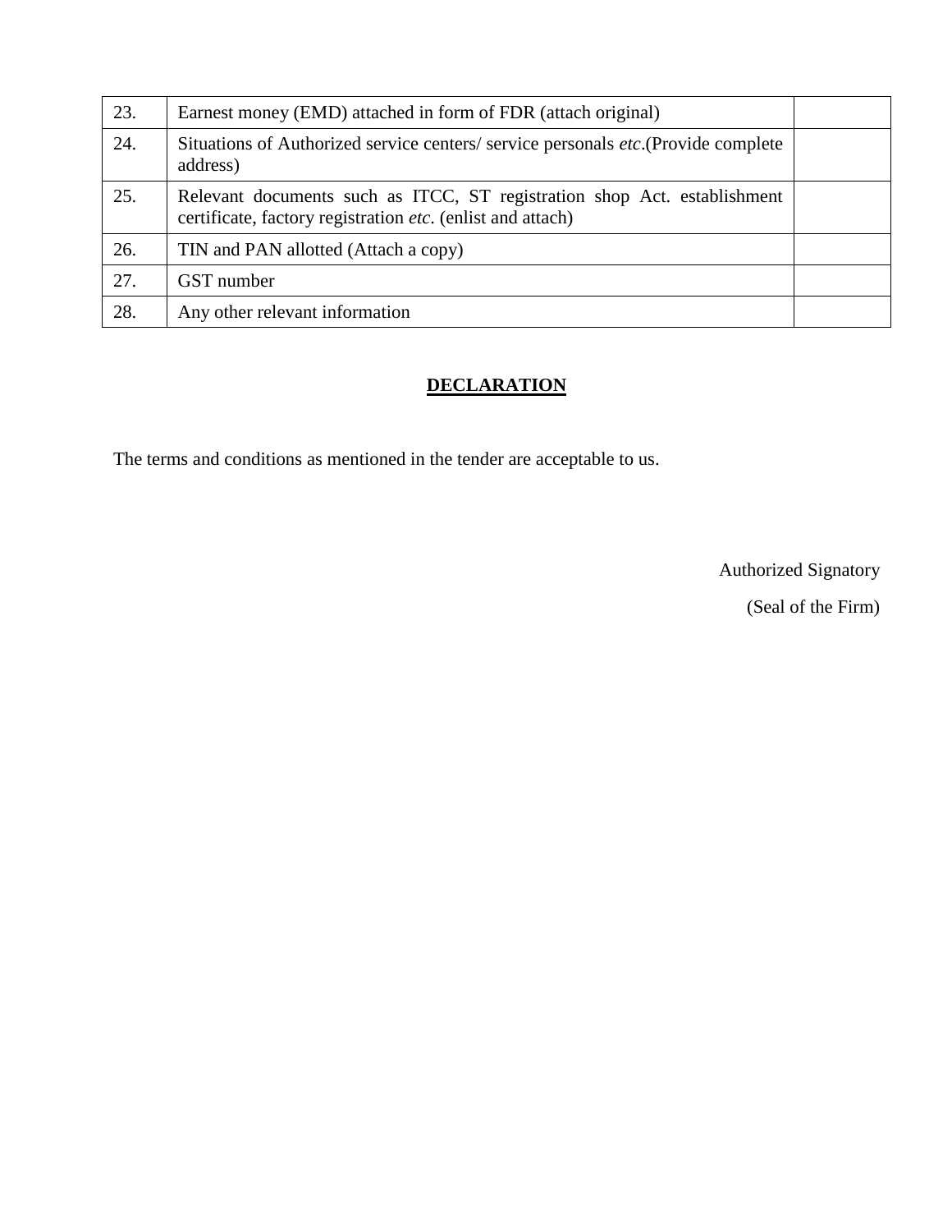| 23. | Earnest money (EMD) attached in form of FDR (attach original) | |
|---|---|---|
| 24. | Situations of Authorized service centers/ service personals *etc*.(Provide complete address) | |
| 25. | Relevant documents such as ITCC, ST registration shop Act. establishment certificate, factory registration *etc*. (enlist and attach) | |
| 26. | TIN and PAN allotted (Attach a copy) | |
| 27. | GST number | |
| 28. | Any other relevant information | |

## DECLARATION

The terms and conditions as mentioned in the tender are acceptable to us.

Authorized Signatory

(Seal of the Firm)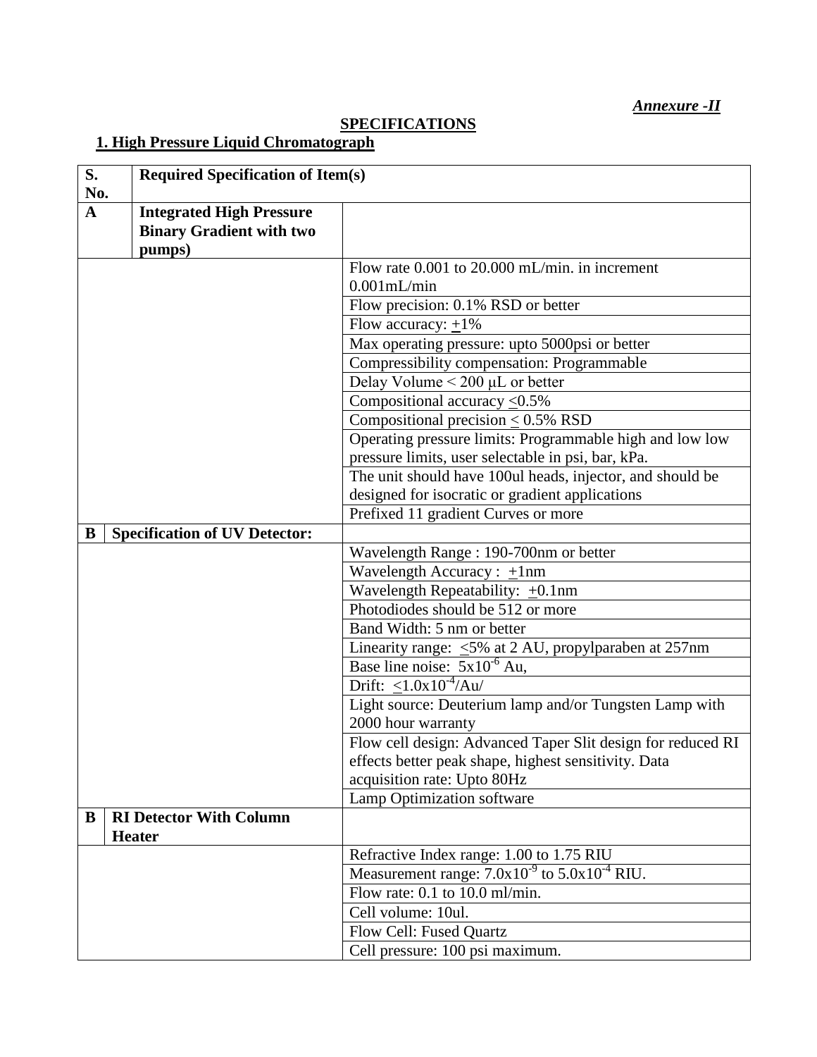*Annexure -II*

**SPECIFICATIONS**

## 1. High Pressure Liquid Chromatograph

| S. No. | Required Specification of Item(s) | |
|---|---|---|
| **A** | **Integrated High Pressure Binary Gradient with two pumps)** | |
| | | Flow rate 0.001 to 20.000 mL/min. in increment 0.001mL/min |
| | | Flow precision: 0.1% RSD or better |
| | | Flow accuracy: ±1% |
| | | Max operating pressure: upto 5000psi or better |
| | | Compressibility compensation: Programmable |
| | | Delay Volume < 200 μL or better |
| | | Compositional accuracy ≤0.5% |
| | | Compositional precision ≤ 0.5% RSD |
| | | Operating pressure limits: Programmable high and low low pressure limits, user selectable in psi, bar, kPa. |
| | | The unit should have 100ul heads, injector, and should be designed for isocratic or gradient applications |
| | | Prefixed 11 gradient Curves or more |
| **B** | **Specification of UV Detector:** | |
| | | Wavelength Range : 190-700nm or better |
| | | Wavelength Accuracy : ±1nm |
| | | Wavelength Repeatability: ±0.1nm |
| | | Photodiodes should be 512 or more |
| | | Band Width: 5 nm or better |
| | | Linearity range: ≤5% at 2 AU, propylparaben at 257nm |
| | | Base line noise: $5x10^{-6}$ Au, |
| | | Drift: $\leq 1.0x10^{-4}$/Au/ |
| | | Light source: Deuterium lamp and/or Tungsten Lamp with 2000 hour warranty |
| | | Flow cell design: Advanced Taper Slit design for reduced RI effects better peak shape, highest sensitivity. Data acquisition rate: Upto 80Hz |
| | | Lamp Optimization software |
| **B** | **RI Detector With Column Heater** | |
| | | Refractive Index range: 1.00 to 1.75 RIU |
| | | Measurement range: $7.0x10^{-9}$ to $5.0x10^{-4}$ RIU. |
| | | Flow rate: 0.1 to 10.0 ml/min. |
| | | Cell volume: 10ul. |
| | | Flow Cell: Fused Quartz |
| | | Cell pressure: 100 psi maximum. |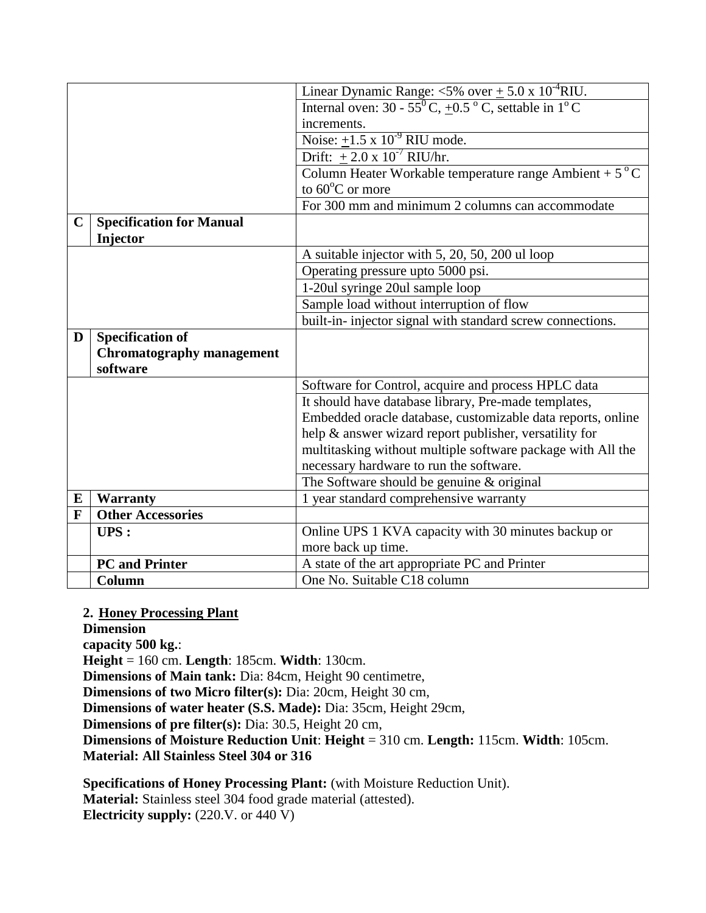| | | |
|---|---|---|
| | | Linear Dynamic Range: <5% over $\pm$ 5.0 x $10^{-4}$RIU. |
| | | Internal oven: 30 - $55^{0}$ C, $\pm$0.5 $^{o}$ C, settable in $1^{o}$ C increments. |
| | | Noise: $\pm$1.5 x $10^{-9}$ RIU mode. |
| | | Drift: $\pm$ 2.0 x $10^{-7}$ RIU/hr. |
| | | Column Heater Workable temperature range Ambient + 5 $^{o}$ C to $60^{o}$C or more |
| | | For 300 mm and minimum 2 columns can accommodate |
| **C** | **Specification for Manual Injector** | |
| | | A suitable injector with 5, 20, 50, 200 ul loop |
| | | Operating pressure upto 5000 psi. |
| | | 1-20ul syringe 20ul sample loop |
| | | Sample load without interruption of flow |
| | | built-in- injector signal with standard screw connections. |
| **D** | **Specification of Chromatography management software** | |
| | | Software for Control, acquire and process HPLC data |
| | | It should have database library, Pre-made templates, Embedded oracle database, customizable data reports, online help & answer wizard report publisher, versatility for multitasking without multiple software package with All the necessary hardware to run the software. |
| | | The Software should be genuine & original |
| **E** | **Warranty** | 1 year standard comprehensive warranty |
| **F** | **Other Accessories** | |
| | **UPS :** | Online UPS 1 KVA capacity with 30 minutes backup or more back up time. |
| | **PC and Printer** | A state of the art appropriate PC and Printer |
| | **Column** | One No. Suitable C18 column |

**2. <u>Honey Processing Plant</u>**
**Dimension**
**capacity 500 kg.**:
**Height** = 160 cm. **Length**: 185cm. **Width**: 130cm.
**Dimensions of Main tank:** Dia: 84cm, Height 90 centimetre,
**Dimensions of two Micro filter(s):** Dia: 20cm, Height 30 cm,
**Dimensions of water heater (S.S. Made):** Dia: 35cm, Height 29cm,
**Dimensions of pre filter(s):** Dia: 30.5, Height 20 cm,
**Dimensions of Moisture Reduction Unit**: **Height** = 310 cm. **Length:** 115cm. **Width**: 105cm.
**Material: All Stainless Steel 304 or 316**

**Specifications of Honey Processing Plant:** (with Moisture Reduction Unit).
**Material:** Stainless steel 304 food grade material (attested).
**Electricity supply:** (220.V. or 440 V)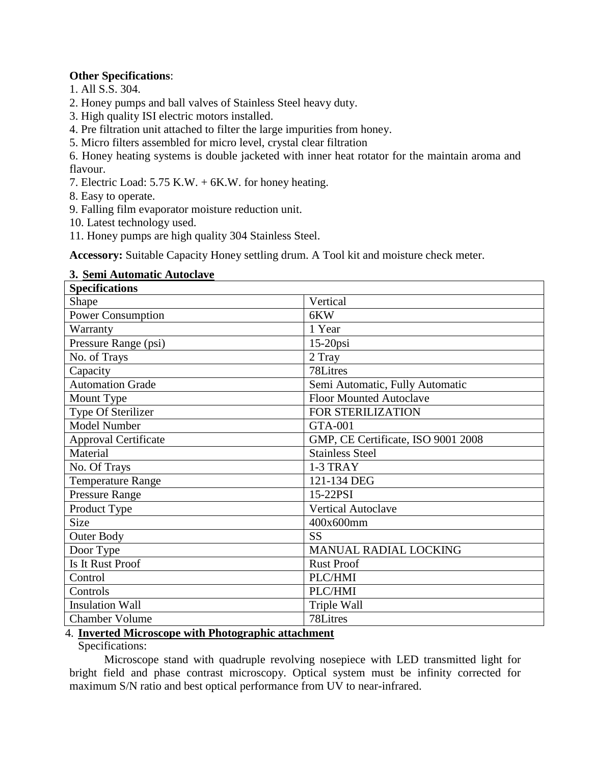**Other Specifications**:

1. All S.S. 304.
2. Honey pumps and ball valves of Stainless Steel heavy duty.
3. High quality ISI electric motors installed.
4. Pre filtration unit attached to filter the large impurities from honey.
5. Micro filters assembled for micro level, crystal clear filtration
6. Honey heating systems is double jacketed with inner heat rotator for the maintain aroma and flavour.
7. Electric Load: 5.75 K.W. + 6K.W. for honey heating.
8. Easy to operate.
9. Falling film evaporator moisture reduction unit.
10. Latest technology used.
11. Honey pumps are high quality 304 Stainless Steel.

**Accessory:** Suitable Capacity Honey settling drum. A Tool kit and moisture check meter.

**3. <u>Semi Automatic Autoclave</u>**

| **Specifications** | |
|---|---|
| Shape | Vertical |
| Power Consumption | 6KW |
| Warranty | 1 Year |
| Pressure Range (psi) | 15-20psi |
| No. of Trays | 2 Tray |
| Capacity | 78Litres |
| Automation Grade | Semi Automatic, Fully Automatic |
| Mount Type | Floor Mounted Autoclave |
| Type Of Sterilizer | FOR STERILIZATION |
| Model Number | GTA-001 |
| Approval Certificate | GMP, CE Certificate, ISO 9001 2008 |
| Material | Stainless Steel |
| No. Of Trays | 1-3 TRAY |
| Temperature Range | 121-134 DEG |
| Pressure Range | 15-22PSI |
| Product Type | Vertical Autoclave |
| Size | 400x600mm |
| Outer Body | SS |
| Door Type | MANUAL RADIAL LOCKING |
| Is It Rust Proof | Rust Proof |
| Control | PLC/HMI |
| Controls | PLC/HMI |
| Insulation Wall | Triple Wall |
| Chamber Volume | 78Litres |

4. **<u>Inverted Microscope with Photographic attachment</u>**

Specifications:

Microscope stand with quadruple revolving nosepiece with LED transmitted light for bright field and phase contrast microscopy. Optical system must be infinity corrected for maximum S/N ratio and best optical performance from UV to near-infrared.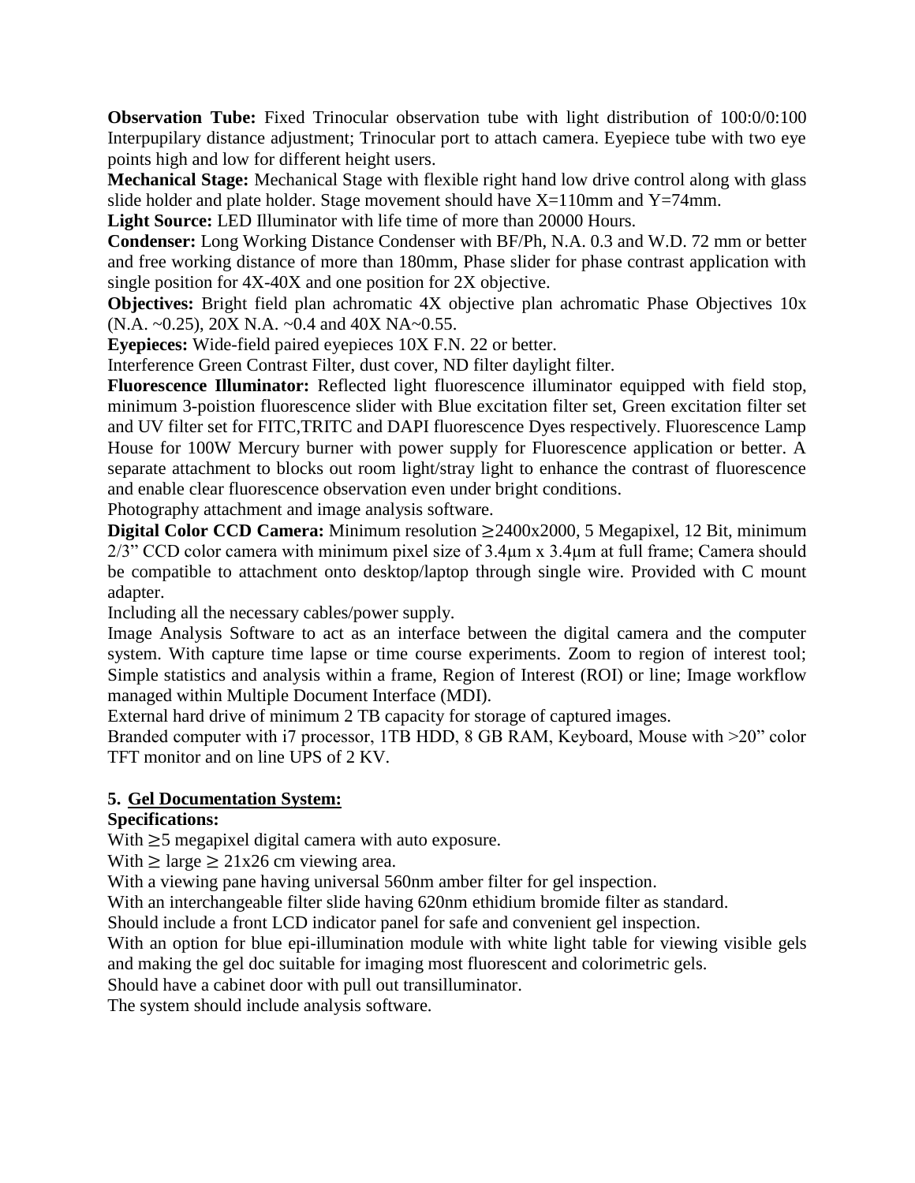**Observation Tube:** Fixed Trinocular observation tube with light distribution of 100:0/0:100 Interpupilary distance adjustment; Trinocular port to attach camera. Eyepiece tube with two eye points high and low for different height users.

**Mechanical Stage:** Mechanical Stage with flexible right hand low drive control along with glass slide holder and plate holder. Stage movement should have X=110mm and Y=74mm.

**Light Source:** LED Illuminator with life time of more than 20000 Hours.

**Condenser:** Long Working Distance Condenser with BF/Ph, N.A. 0.3 and W.D. 72 mm or better and free working distance of more than 180mm, Phase slider for phase contrast application with single position for 4X-40X and one position for 2X objective.

**Objectives:** Bright field plan achromatic 4X objective plan achromatic Phase Objectives 10x (N.A. ~0.25), 20X N.A. ~0.4 and 40X NA~0.55.

**Eyepieces:** Wide-field paired eyepieces 10X F.N. 22 or better.

Interference Green Contrast Filter, dust cover, ND filter daylight filter.

**Fluorescence Illuminator:** Reflected light fluorescence illuminator equipped with field stop, minimum 3-poistion fluorescence slider with Blue excitation filter set, Green excitation filter set and UV filter set for FITC,TRITC and DAPI fluorescence Dyes respectively. Fluorescence Lamp House for 100W Mercury burner with power supply for Fluorescence application or better. A separate attachment to blocks out room light/stray light to enhance the contrast of fluorescence and enable clear fluorescence observation even under bright conditions.

Photography attachment and image analysis software.

**Digital Color CCD Camera:** Minimum resolution ≥2400x2000, 5 Megapixel, 12 Bit, minimum 2/3" CCD color camera with minimum pixel size of 3.4μm x 3.4μm at full frame; Camera should be compatible to attachment onto desktop/laptop through single wire. Provided with C mount adapter.

Including all the necessary cables/power supply.

Image Analysis Software to act as an interface between the digital camera and the computer system. With capture time lapse or time course experiments. Zoom to region of interest tool; Simple statistics and analysis within a frame, Region of Interest (ROI) or line; Image workflow managed within Multiple Document Interface (MDI).

External hard drive of minimum 2 TB capacity for storage of captured images.

Branded computer with i7 processor, 1TB HDD, 8 GB RAM, Keyboard, Mouse with >20" color TFT monitor and on line UPS of 2 KV.

### 5. Gel Documentation System:

**Specifications:**

With ≥5 megapixel digital camera with auto exposure.

With ≥ large ≥ 21x26 cm viewing area.

With a viewing pane having universal 560nm amber filter for gel inspection.

With an interchangeable filter slide having 620nm ethidium bromide filter as standard.

Should include a front LCD indicator panel for safe and convenient gel inspection.

With an option for blue epi-illumination module with white light table for viewing visible gels and making the gel doc suitable for imaging most fluorescent and colorimetric gels.

Should have a cabinet door with pull out transilluminator.

The system should include analysis software.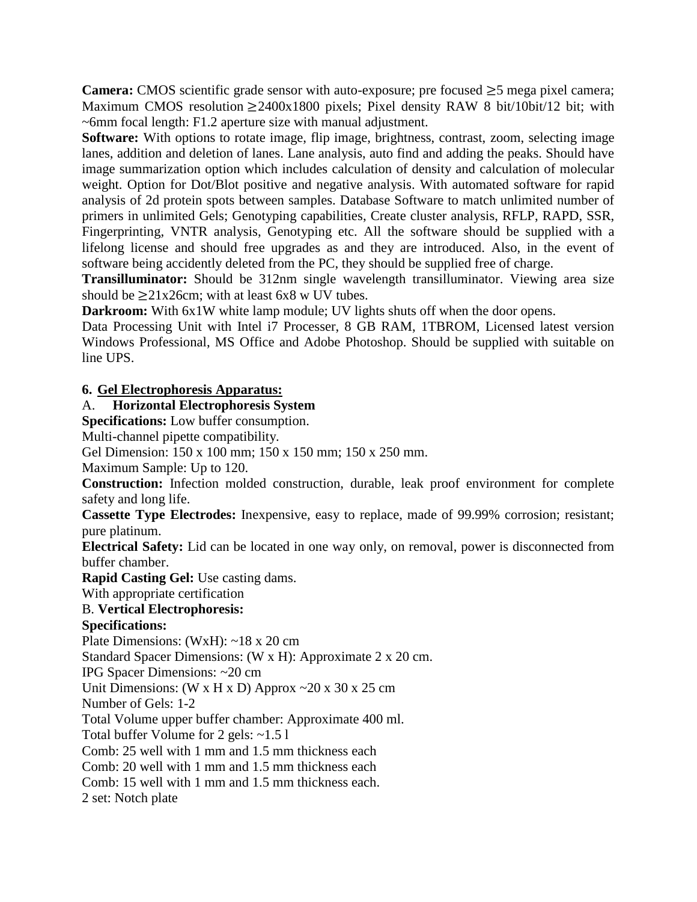**Camera:** CMOS scientific grade sensor with auto-exposure; pre focused ≥5 mega pixel camera; Maximum CMOS resolution ≥2400x1800 pixels; Pixel density RAW 8 bit/10bit/12 bit; with ~6mm focal length: F1.2 aperture size with manual adjustment.

**Software:** With options to rotate image, flip image, brightness, contrast, zoom, selecting image lanes, addition and deletion of lanes. Lane analysis, auto find and adding the peaks. Should have image summarization option which includes calculation of density and calculation of molecular weight. Option for Dot/Blot positive and negative analysis. With automated software for rapid analysis of 2d protein spots between samples. Database Software to match unlimited number of primers in unlimited Gels; Genotyping capabilities, Create cluster analysis, RFLP, RAPD, SSR, Fingerprinting, VNTR analysis, Genotyping etc. All the software should be supplied with a lifelong license and should free upgrades as and they are introduced. Also, in the event of software being accidently deleted from the PC, they should be supplied free of charge.

**Transilluminator:** Should be 312nm single wavelength transilluminator. Viewing area size should be ≥21x26cm; with at least 6x8 w UV tubes.

**Darkroom:** With 6x1W white lamp module; UV lights shuts off when the door opens.

Data Processing Unit with Intel i7 Processer, 8 GB RAM, 1TBROM, Licensed latest version Windows Professional, MS Office and Adobe Photoshop. Should be supplied with suitable on line UPS.

**6. Gel Electrophoresis Apparatus:**

A. **Horizontal Electrophoresis System**

**Specifications:** Low buffer consumption.

Multi-channel pipette compatibility.

Gel Dimension: 150 x 100 mm; 150 x 150 mm; 150 x 250 mm.

Maximum Sample: Up to 120.

**Construction:** Infection molded construction, durable, leak proof environment for complete safety and long life.

**Cassette Type Electrodes:** Inexpensive, easy to replace, made of 99.99% corrosion; resistant; pure platinum.

**Electrical Safety:** Lid can be located in one way only, on removal, power is disconnected from buffer chamber.

**Rapid Casting Gel:** Use casting dams.

With appropriate certification

B. **Vertical Electrophoresis:**

**Specifications:**

Plate Dimensions: (WxH): ~18 x 20 cm

Standard Spacer Dimensions: (W x H): Approximate 2 x 20 cm.

IPG Spacer Dimensions: ~20 cm

Unit Dimensions: (W x H x D) Approx ~20 x 30 x 25 cm

Number of Gels: 1-2

Total Volume upper buffer chamber: Approximate 400 ml.

Total buffer Volume for 2 gels: ~1.5 l

Comb: 25 well with 1 mm and 1.5 mm thickness each

Comb: 20 well with 1 mm and 1.5 mm thickness each

Comb: 15 well with 1 mm and 1.5 mm thickness each.

2 set: Notch plate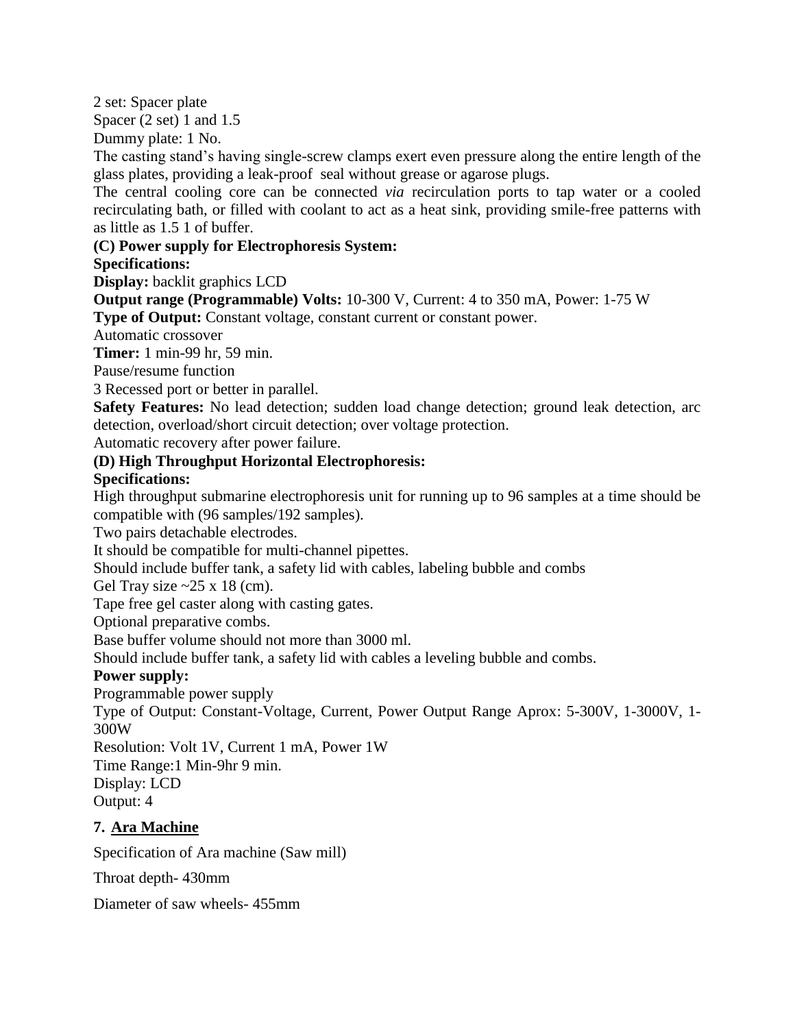2 set: Spacer plate

Spacer (2 set) 1 and 1.5

Dummy plate: 1 No.

The casting stand's having single-screw clamps exert even pressure along the entire length of the glass plates, providing a leak-proof seal without grease or agarose plugs.

The central cooling core can be connected *via* recirculation ports to tap water or a cooled recirculating bath, or filled with coolant to act as a heat sink, providing smile-free patterns with as little as 1.5 1 of buffer.

**(C) Power supply for Electrophoresis System:**

**Specifications:**

**Display:** backlit graphics LCD

**Output range (Programmable) Volts:** 10-300 V, Current: 4 to 350 mA, Power: 1-75 W

**Type of Output:** Constant voltage, constant current or constant power.

Automatic crossover

**Timer:** 1 min-99 hr, 59 min.

Pause/resume function

3 Recessed port or better in parallel.

**Safety Features:** No lead detection; sudden load change detection; ground leak detection, arc detection, overload/short circuit detection; over voltage protection.

Automatic recovery after power failure.

**(D) High Throughput Horizontal Electrophoresis:**

**Specifications:**

High throughput submarine electrophoresis unit for running up to 96 samples at a time should be compatible with (96 samples/192 samples).

Two pairs detachable electrodes.

It should be compatible for multi-channel pipettes.

Should include buffer tank, a safety lid with cables, labeling bubble and combs

Gel Tray size ~25 x 18 (cm).

Tape free gel caster along with casting gates.

Optional preparative combs.

Base buffer volume should not more than 3000 ml.

Should include buffer tank, a safety lid with cables a leveling bubble and combs.

**Power supply:**

Programmable power supply

Type of Output: Constant-Voltage, Current, Power Output Range Aprox: 5-300V, 1-3000V, 1-300W

Resolution: Volt 1V, Current 1 mA, Power 1W

Time Range:1 Min-9hr 9 min.

Display: LCD

Output: 4

## 7. Ara Machine

Specification of Ara machine (Saw mill)

Throat depth- 430mm

Diameter of saw wheels- 455mm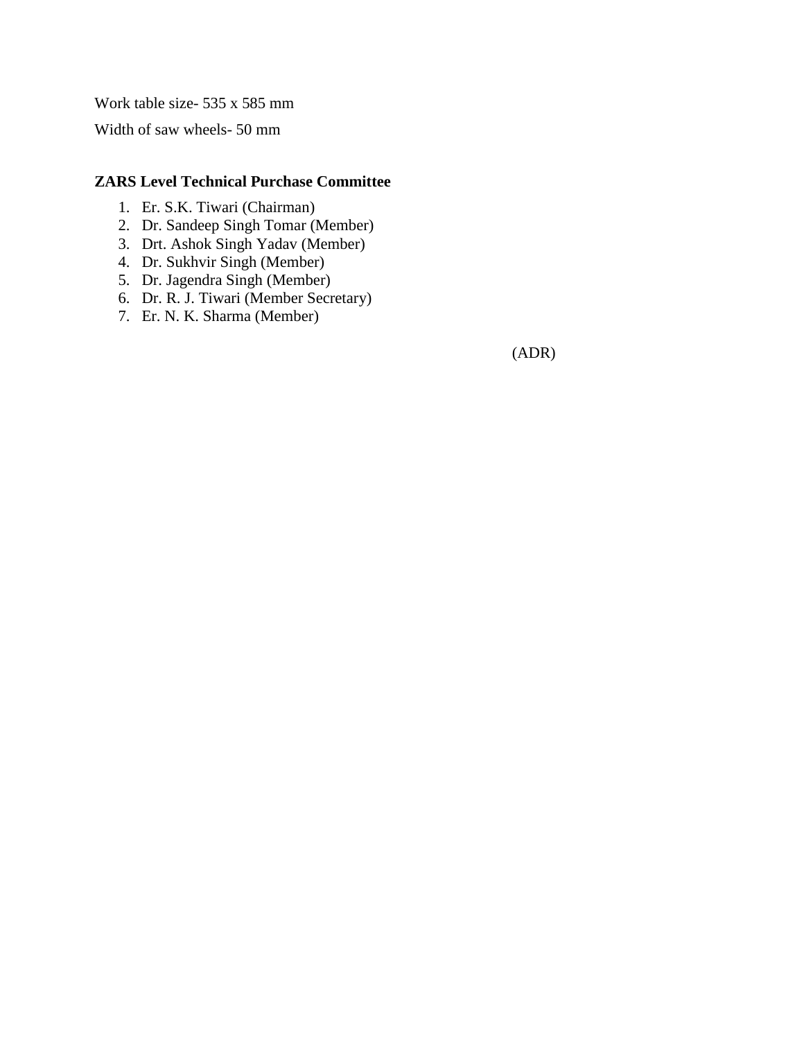Work table size- 535 x 585 mm

Width of saw wheels- 50 mm

**ZARS Level Technical Purchase Committee**

1. Er. S.K. Tiwari (Chairman)
2. Dr. Sandeep Singh Tomar (Member)
3. Drt. Ashok Singh Yadav (Member)
4. Dr. Sukhvir Singh (Member)
5. Dr. Jagendra Singh (Member)
6. Dr. R. J. Tiwari (Member Secretary)
7. Er. N. K. Sharma (Member)

(ADR)